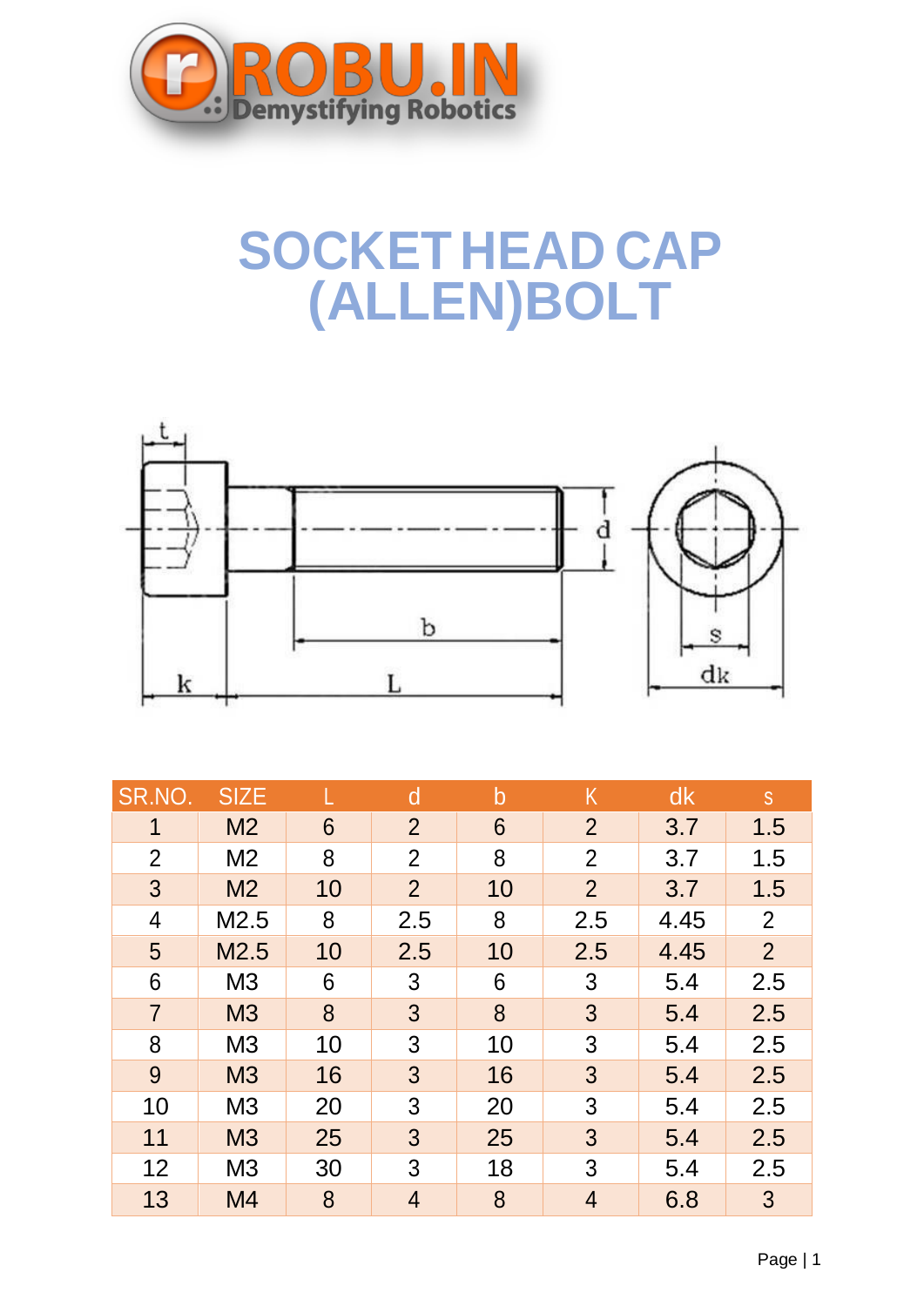# SOCKET HEAD CAP (ALLEN)BOLT

| SR.NO. | SIZE | L | d | b | K | dk | s |
|---|---|---|---|---|---|---|---|
| 1 | M2 | 6 | 2 | 6 | 2 | 3.7 | 1.5 |
| 2 | M2 | 8 | 2 | 8 | 2 | 3.7 | 1.5 |
| 3 | M2 | 10 | 2 | 10 | 2 | 3.7 | 1.5 |
| 4 | M2.5 | 8 | 2.5 | 8 | 2.5 | 4.45 | 2 |
| 5 | M2.5 | 10 | 2.5 | 10 | 2.5 | 4.45 | 2 |
| 6 | M3 | 6 | 3 | 6 | 3 | 5.4 | 2.5 |
| 7 | M3 | 8 | 3 | 8 | 3 | 5.4 | 2.5 |
| 8 | M3 | 10 | 3 | 10 | 3 | 5.4 | 2.5 |
| 9 | M3 | 16 | 3 | 16 | 3 | 5.4 | 2.5 |
| 10 | M3 | 20 | 3 | 20 | 3 | 5.4 | 2.5 |
| 11 | M3 | 25 | 3 | 25 | 3 | 5.4 | 2.5 |
| 12 | M3 | 30 | 3 | 18 | 3 | 5.4 | 2.5 |
| 13 | M4 | 8 | 4 | 8 | 4 | 6.8 | 3 |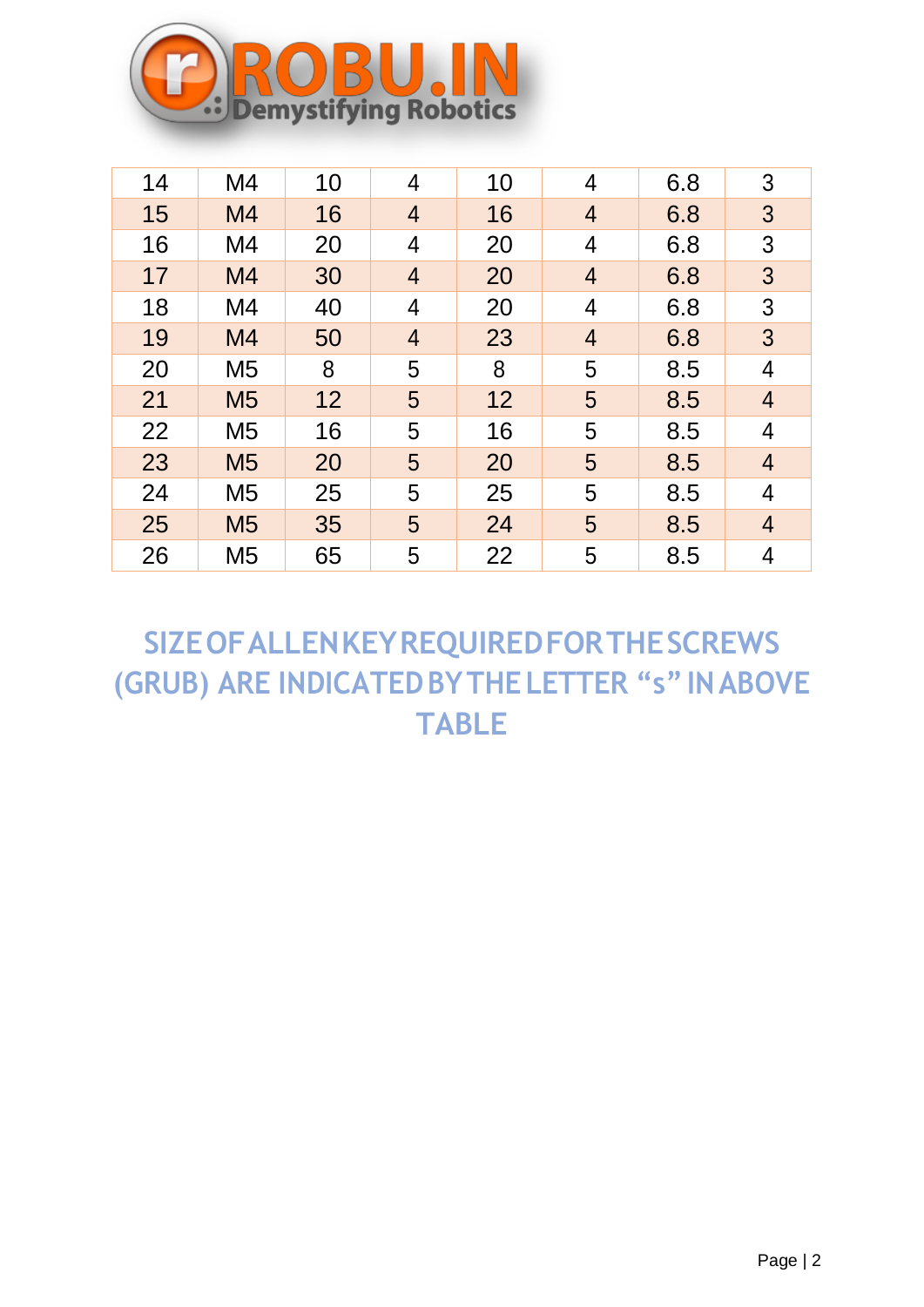| | | | | | | | |
|---|---|---|---|---|---|---|---|
| 14 | M4 | 10 | 4 | 10 | 4 | 6.8 | 3 |
| 15 | M4 | 16 | 4 | 16 | 4 | 6.8 | 3 |
| 16 | M4 | 20 | 4 | 20 | 4 | 6.8 | 3 |
| 17 | M4 | 30 | 4 | 20 | 4 | 6.8 | 3 |
| 18 | M4 | 40 | 4 | 20 | 4 | 6.8 | 3 |
| 19 | M4 | 50 | 4 | 23 | 4 | 6.8 | 3 |
| 20 | M5 | 8 | 5 | 8 | 5 | 8.5 | 4 |
| 21 | M5 | 12 | 5 | 12 | 5 | 8.5 | 4 |
| 22 | M5 | 16 | 5 | 16 | 5 | 8.5 | 4 |
| 23 | M5 | 20 | 5 | 20 | 5 | 8.5 | 4 |
| 24 | M5 | 25 | 5 | 25 | 5 | 8.5 | 4 |
| 25 | M5 | 35 | 5 | 24 | 5 | 8.5 | 4 |
| 26 | M5 | 65 | 5 | 22 | 5 | 8.5 | 4 |

## SIZE OF ALLEN KEY REQUIRED FOR THE SCREWS (GRUB) ARE INDICATED BY THE LETTER "s" IN ABOVE TABLE